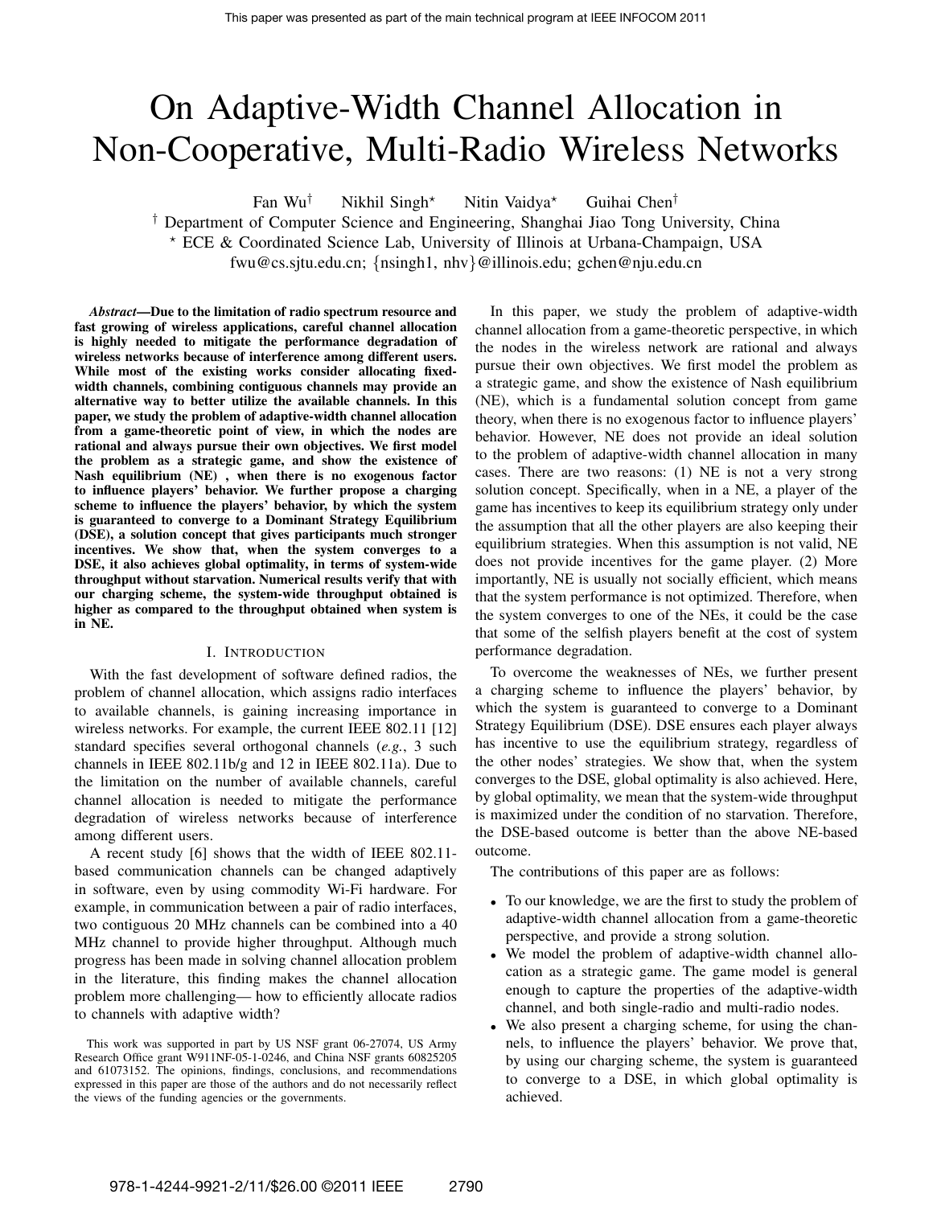# On Adaptive-Width Channel Allocation in Non-Cooperative, Multi-Radio Wireless Networks

Fan Wu[†] Nikhil Singh[⋆] Nitin Vaidya[⋆] Guihai Chen[†]

[†] Department of Computer Science and Engineering, Shanghai Jiao Tong University, China

[⋆] ECE & Coordinated Science Lab, University of Illinois at Urbana-Champaign, USA

fwu@cs.sjtu.edu.cn; {nsingh1, nhv}@illinois.edu; gchen@nju.edu.cn

***Abstract*—Due to the limitation of radio spectrum resource and fast growing of wireless applications, careful channel allocation is highly needed to mitigate the performance degradation of wireless networks because of interference among different users. While most of the existing works consider allocating fixed-width channels, combining contiguous channels may provide an alternative way to better utilize the available channels. In this paper, we study the problem of adaptive-width channel allocation from a game-theoretic point of view, in which the nodes are rational and always pursue their own objectives. We first model the problem as a strategic game, and show the existence of Nash equilibrium (NE) , when there is no exogenous factor to influence players' behavior. We further propose a charging scheme to influence the players' behavior, by which the system is guaranteed to converge to a Dominant Strategy Equilibrium (DSE), a solution concept that gives participants much stronger incentives. We show that, when the system converges to a DSE, it also achieves global optimality, in terms of system-wide throughput without starvation. Numerical results verify that with our charging scheme, the system-wide throughput obtained is higher as compared to the throughput obtained when system is in NE.**

## I. Introduction

With the fast development of software defined radios, the problem of channel allocation, which assigns radio interfaces to available channels, is gaining increasing importance in wireless networks. For example, the current IEEE 802.11 [12] standard specifies several orthogonal channels (*e.g.*, 3 such channels in IEEE 802.11b/g and 12 in IEEE 802.11a). Due to the limitation on the number of available channels, careful channel allocation is needed to mitigate the performance degradation of wireless networks because of interference among different users.

A recent study [6] shows that the width of IEEE 802.11-based communication channels can be changed adaptively in software, even by using commodity Wi-Fi hardware. For example, in communication between a pair of radio interfaces, two contiguous 20 MHz channels can be combined into a 40 MHz channel to provide higher throughput. Although much progress has been made in solving channel allocation problem in the literature, this finding makes the channel allocation problem more challenging— how to efficiently allocate radios to channels with adaptive width?

In this paper, we study the problem of adaptive-width channel allocation from a game-theoretic perspective, in which the nodes in the wireless network are rational and always pursue their own objectives. We first model the problem as a strategic game, and show the existence of Nash equilibrium (NE), which is a fundamental solution concept from game theory, when there is no exogenous factor to influence players' behavior. However, NE does not provide an ideal solution to the problem of adaptive-width channel allocation in many cases. There are two reasons: (1) NE is not a very strong solution concept. Specifically, when in a NE, a player of the game has incentives to keep its equilibrium strategy only under the assumption that all the other players are also keeping their equilibrium strategies. When this assumption is not valid, NE does not provide incentives for the game player. (2) More importantly, NE is usually not socially efficient, which means that the system performance is not optimized. Therefore, when the system converges to one of the NEs, it could be the case that some of the selfish players benefit at the cost of system performance degradation.

To overcome the weaknesses of NEs, we further present a charging scheme to influence the players' behavior, by which the system is guaranteed to converge to a Dominant Strategy Equilibrium (DSE). DSE ensures each player always has incentive to use the equilibrium strategy, regardless of the other nodes' strategies. We show that, when the system converges to the DSE, global optimality is also achieved. Here, by global optimality, we mean that the system-wide throughput is maximized under the condition of no starvation. Therefore, the DSE-based outcome is better than the above NE-based outcome.

The contributions of this paper are as follows:

- To our knowledge, we are the first to study the problem of adaptive-width channel allocation from a game-theoretic perspective, and provide a strong solution.
- We model the problem of adaptive-width channel allocation as a strategic game. The game model is general enough to capture the properties of the adaptive-width channel, and both single-radio and multi-radio nodes.
- We also present a charging scheme, for using the channels, to influence the players' behavior. We prove that, by using our charging scheme, the system is guaranteed to converge to a DSE, in which global optimality is achieved.

This work was supported in part by US NSF grant 06-27074, US Army Research Office grant W911NF-05-1-0246, and China NSF grants 60825205 and 61073152. The opinions, findings, conclusions, and recommendations expressed in this paper are those of the authors and do not necessarily reflect the views of the funding agencies or the governments.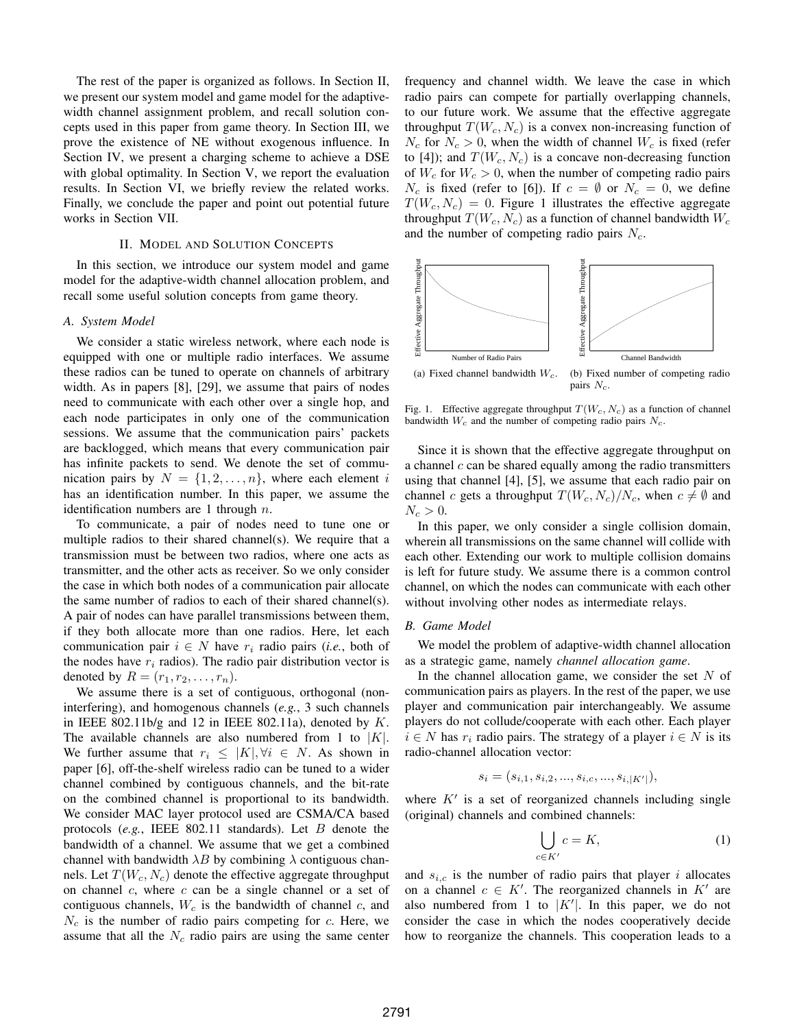The rest of the paper is organized as follows. In Section II, we present our system model and game model for the adaptive-width channel assignment problem, and recall solution concepts used in this paper from game theory. In Section III, we prove the existence of NE without exogenous influence. In Section IV, we present a charging scheme to achieve a DSE with global optimality. In Section V, we report the evaluation results. In Section VI, we briefly review the related works. Finally, we conclude the paper and point out potential future works in Section VII.

## II. Model and Solution Concepts

In this section, we introduce our system model and game model for the adaptive-width channel allocation problem, and recall some useful solution concepts from game theory.

### A. System Model

We consider a static wireless network, where each node is equipped with one or multiple radio interfaces. We assume these radios can be tuned to operate on channels of arbitrary width. As in papers [8], [29], we assume that pairs of nodes need to communicate with each other over a single hop, and each node participates in only one of the communication sessions. We assume that the communication pairs' packets are backlogged, which means that every communication pair has infinite packets to send. We denote the set of communication pairs by $N = \{1, 2, \ldots, n\}$, where each element $i$ has an identification number. In this paper, we assume the identification numbers are 1 through $n$.

To communicate, a pair of nodes need to tune one or multiple radios to their shared channel(s). We require that a transmission must be between two radios, where one acts as transmitter, and the other acts as receiver. So we only consider the case in which both nodes of a communication pair allocate the same number of radios to each of their shared channel(s). A pair of nodes can have parallel transmissions between them, if they both allocate more than one radios. Here, let each communication pair $i \in N$ have $r_i$ radio pairs (*i.e.*, both of the nodes have $r_i$ radios). The radio pair distribution vector is denoted by $R = (r_1, r_2, \ldots, r_n)$.

We assume there is a set of contiguous, orthogonal (non-interfering), and homogenous channels (*e.g.*, 3 such channels in IEEE 802.11b/g and 12 in IEEE 802.11a), denoted by $K$. The available channels are also numbered from 1 to $|K|$. We further assume that $r_i \leq |K|, \forall i \in N$. As shown in paper [6], off-the-shelf wireless radio can be tuned to a wider channel combined by contiguous channels, and the bit-rate on the combined channel is proportional to its bandwidth. We consider MAC layer protocol used are CSMA/CA based protocols (*e.g.*, IEEE 802.11 standards). Let $B$ denote the bandwidth of a channel. We assume that we get a combined channel with bandwidth $\lambda B$ by combining $\lambda$ contiguous channels. Let $T(W_c, N_c)$ denote the effective aggregate throughput on channel $c$, where $c$ can be a single channel or a set of contiguous channels, $W_c$ is the bandwidth of channel $c$, and $N_c$ is the number of radio pairs competing for $c$. Here, we assume that all the $N_c$ radio pairs are using the same center frequency and channel width. We leave the case in which radio pairs can compete for partially overlapping channels, to our future work. We assume that the effective aggregate throughput $T(W_c, N_c)$ is a convex non-increasing function of $N_c$ for $N_c > 0$, when the width of channel $W_c$ is fixed (refer to [4]); and $T(W_c, N_c)$ is a concave non-decreasing function of $W_c$ for $W_c > 0$, when the number of competing radio pairs $N_c$ is fixed (refer to [6]). If $c = \emptyset$ or $N_c = 0$, we define $T(W_c, N_c) = 0$. Figure 1 illustrates the effective aggregate throughput $T(W_c, N_c)$ as a function of channel bandwidth $W_c$ and the number of competing radio pairs $N_c$.

Effective Aggregate Throughput

Number of Radio Pairs

(a) Fixed channel bandwidth $W_c$.

Effective Aggregate Throughput

Channel Bandwidth

(b) Fixed number of competing radio pairs $N_c$.

Fig. 1. Effective aggregate throughput $T(W_c, N_c)$ as a function of channel bandwidth $W_c$ and the number of competing radio pairs $N_c$.

Since it is shown that the effective aggregate throughput on a channel $c$ can be shared equally among the radio transmitters using that channel [4], [5], we assume that each radio pair on channel $c$ gets a throughput $T(W_c, N_c)/N_c$, when $c \neq \emptyset$ and $N_c > 0$.

In this paper, we only consider a single collision domain, wherein all transmissions on the same channel will collide with each other. Extending our work to multiple collision domains is left for future study. We assume there is a common control channel, on which the nodes can communicate with each other without involving other nodes as intermediate relays.

### B. Game Model

We model the problem of adaptive-width channel allocation as a strategic game, namely *channel allocation game*.

In the channel allocation game, we consider the set $N$ of communication pairs as players. In the rest of the paper, we use player and communication pair interchangeably. We assume players do not collude/cooperate with each other. Each player $i \in N$ has $r_i$ radio pairs. The strategy of a player $i \in N$ is its radio-channel allocation vector:

$$s_i = (s_{i,1}, s_{i,2}, ..., s_{i,c}, ..., s_{i,|K'|}),$$

where $K'$ is a set of reorganized channels including single (original) channels and combined channels:

$$\bigcup_{c \in K'} c = K, \tag{1}$$

and $s_{i,c}$ is the number of radio pairs that player $i$ allocates on a channel $c \in K'$. The reorganized channels in $K'$ are also numbered from 1 to $|K'|$. In this paper, we do not consider the case in which the nodes cooperatively decide how to reorganize the channels. This cooperation leads to a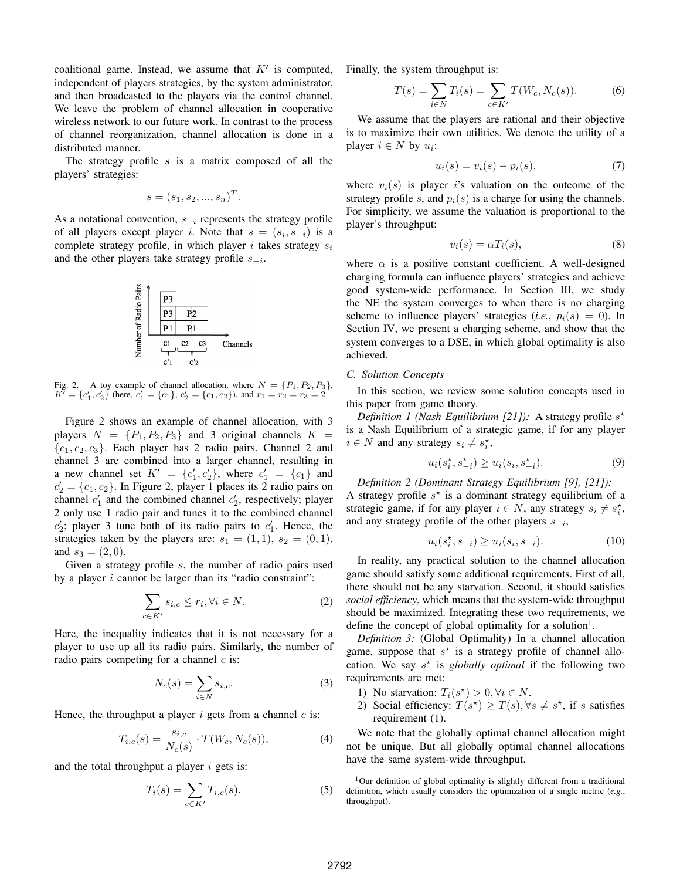coalitional game. Instead, we assume that $K'$ is computed, independent of players strategies, by the system administrator, and then broadcasted to the players via the control channel. We leave the problem of channel allocation in cooperative wireless network to our future work. In contrast to the process of channel reorganization, channel allocation is done in a distributed manner.

The strategy profile $s$ is a matrix composed of all the players' strategies:

$$s = (s_1, s_2, ..., s_n)^T.$$

As a notational convention, $s_{-i}$ represents the strategy profile of all players except player $i$. Note that $s = (s_i, s_{-i})$ is a complete strategy profile, in which player $i$ takes strategy $s_i$ and the other players take strategy profile $s_{-i}$.

Fig. 2. A toy example of channel allocation, where $N = \{P_1, P_2, P_3\}$, $K' = \{c'_1, c'_2\}$ (here, $c'_1 = \{c_1\}$, $c'_2 = \{c_1, c_2\}$), and $r_1 = r_2 = r_3 = 2$.

Figure 2 shows an example of channel allocation, with 3 players $N = \{P_1, P_2, P_3\}$ and 3 original channels $K = \{c_1, c_2, c_3\}$. Each player has 2 radio pairs. Channel 2 and channel 3 are combined into a larger channel, resulting in a new channel set $K' = \{c'_1, c'_2\}$, where $c'_1 = \{c_1\}$ and $c'_2 = \{c_1, c_2\}$. In Figure 2, player 1 places its 2 radio pairs on channel $c'_1$ and the combined channel $c'_2$, respectively; player 2 only use 1 radio pair and tunes it to the combined channel $c'_2$; player 3 tune both of its radio pairs to $c'_1$. Hence, the strategies taken by the players are: $s_1 = (1, 1)$, $s_2 = (0, 1)$, and $s_3 = (2, 0)$.

Given a strategy profile $s$, the number of radio pairs used by a player $i$ cannot be larger than its "radio constraint":

$$\sum_{c \in K'} s_{i,c} \leq r_i, \forall i \in N. \tag{2}$$

Here, the inequality indicates that it is not necessary for a player to use up all its radio pairs. Similarly, the number of radio pairs competing for a channel $c$ is:

$$N_c(s) = \sum_{i \in N} s_{i,c}. \tag{3}$$

Hence, the throughput a player $i$ gets from a channel $c$ is:

$$T_{i,c}(s) = \frac{s_{i,c}}{N_c(s)} \cdot T(W_c, N_c(s)), \tag{4}$$

and the total throughput a player $i$ gets is:

$$T_i(s) = \sum_{c \in K'} T_{i,c}(s). \tag{5}$$

Finally, the system throughput is:

$$T(s) = \sum_{i \in N} T_i(s) = \sum_{c \in K'} T(W_c, N_c(s)). \tag{6}$$

We assume that the players are rational and their objective is to maximize their own utilities. We denote the utility of a player $i \in N$ by $u_i$:

$$u_i(s) = v_i(s) - p_i(s), \tag{7}$$

where $v_i(s)$ is player $i$'s valuation on the outcome of the strategy profile $s$, and $p_i(s)$ is a charge for using the channels. For simplicity, we assume the valuation is proportional to the player's throughput:

$$v_i(s) = \alpha T_i(s), \tag{8}$$

where $\alpha$ is a positive constant coefficient. A well-designed charging formula can influence players' strategies and achieve good system-wide performance. In Section III, we study the NE the system converges to when there is no charging scheme to influence players' strategies (*i.e.*, $p_i(s) = 0$). In Section IV, we present a charging scheme, and show that the system converges to a DSE, in which global optimality is also achieved.

### C. Solution Concepts

In this section, we review some solution concepts used in this paper from game theory.

*Definition 1 (Nash Equilibrium [21]):* A strategy profile $s^\star$ is a Nash Equilibrium of a strategic game, if for any player $i \in N$ and any strategy $s_i \neq s_i^\star$,

$$u_i(s_i^\star, s_{-i}^\star) \geq u_i(s_i, s_{-i}^\star). \tag{9}$$

*Definition 2 (Dominant Strategy Equilibrium [9], [21]):* A strategy profile $s^\star$ is a dominant strategy equilibrium of a strategic game, if for any player $i \in N$, any strategy $s_i \neq s_i^\star$, and any strategy profile of the other players $s_{-i}$,

$$u_i(s_i^\star, s_{-i}) \geq u_i(s_i, s_{-i}). \tag{10}$$

In reality, any practical solution to the channel allocation game should satisfy some additional requirements. First of all, there should not be any starvation. Second, it should satisfies *social efficiency*, which means that the system-wide throughput should be maximized. Integrating these two requirements, we define the concept of global optimality for a solution[1].

*Definition 3:* (Global Optimality) In a channel allocation game, suppose that $s^\star$ is a strategy profile of channel allocation. We say $s^\star$ is *globally optimal* if the following two requirements are met:

1) No starvation: $T_i(s^\star) > 0, \forall i \in N$.
2) Social efficiency: $T(s^\star) \geq T(s), \forall s \neq s^\star$, if $s$ satisfies requirement (1).

We note that the globally optimal channel allocation might not be unique. But all globally optimal channel allocations have the same system-wide throughput.

[1]Our definition of global optimality is slightly different from a traditional definition, which usually considers the optimization of a single metric (*e.g.*, throughput).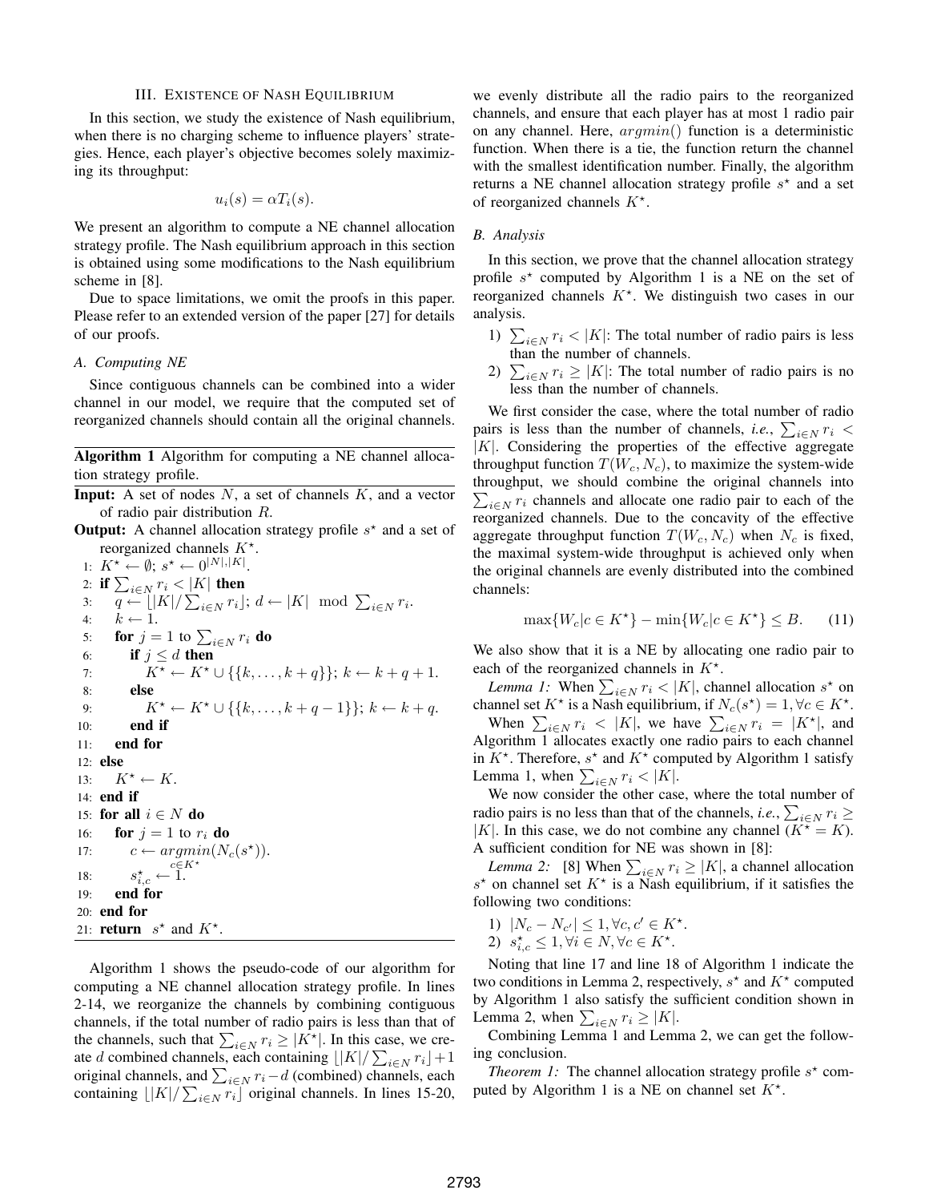## III. Existence of Nash Equilibrium

In this section, we study the existence of Nash equilibrium, when there is no charging scheme to influence players' strategies. Hence, each player's objective becomes solely maximizing its throughput:

$$u_i(s) = \alpha T_i(s).$$

We present an algorithm to compute a NE channel allocation strategy profile. The Nash equilibrium approach in this section is obtained using some modifications to the Nash equilibrium scheme in [8].

Due to space limitations, we omit the proofs in this paper. Please refer to an extended version of the paper [27] for details of our proofs.

### A. Computing NE

Since contiguous channels can be combined into a wider channel in our model, we require that the computed set of reorganized channels should contain all the original channels.

**Algorithm 1** Algorithm for computing a NE channel allocation strategy profile.

**Input:** A set of nodes $N$, a set of channels $K$, and a vector of radio pair distribution $R$.

**Output:** A channel allocation strategy profile $s^\star$ and a set of reorganized channels $K^\star$.

```
1:  K* ← ∅; s* ← 0^{|N|,|K|}.
2:  if Σ_{i∈N} r_i < |K| then
3:     q ← ⌊|K|/Σ_{i∈N} r_i⌋; d ← |K| mod Σ_{i∈N} r_i.
4:     k ← 1.
5:     for j = 1 to Σ_{i∈N} r_i do
6:        if j ≤ d then
7:           K* ← K* ∪ {{k, ..., k+q}}; k ← k+q+1.
8:        else
9:           K* ← K* ∪ {{k, ..., k+q−1}}; k ← k+q.
10:       end if
11:    end for
12: else
13:    K* ← K.
14: end if
15: for all i ∈ N do
16:    for j = 1 to r_i do
17:       c ← argmin_{c∈K*}(N_c(s*)).
18:       s*_{i,c} ← 1.
19:    end for
20: end for
21: return s* and K*.
```

Algorithm 1 shows the pseudo-code of our algorithm for computing a NE channel allocation strategy profile. In lines 2-14, we reorganize the channels by combining contiguous channels, if the total number of radio pairs is less than that of the channels, such that $\sum_{i \in N} r_i \geq |K^\star|$. In this case, we create $d$ combined channels, each containing $\lfloor |K| / \sum_{i \in N} r_i \rfloor + 1$ original channels, and $\sum_{i \in N} r_i - d$ (combined) channels, each containing $\lfloor |K| / \sum_{i \in N} r_i \rfloor$ original channels. In lines 15-20, we evenly distribute all the radio pairs to the reorganized channels, and ensure that each player has at most 1 radio pair on any channel. Here, $argmin()$ function is a deterministic function. When there is a tie, the function return the channel with the smallest identification number. Finally, the algorithm returns a NE channel allocation strategy profile $s^\star$ and a set of reorganized channels $K^\star$.

### B. Analysis

In this section, we prove that the channel allocation strategy profile $s^\star$ computed by Algorithm 1 is a NE on the set of reorganized channels $K^\star$. We distinguish two cases in our analysis.

1) $\sum_{i \in N} r_i < |K|$: The total number of radio pairs is less than the number of channels.
2) $\sum_{i \in N} r_i \geq |K|$: The total number of radio pairs is no less than the number of channels.

We first consider the case, where the total number of radio pairs is less than the number of channels, *i.e.*, $\sum_{i \in N} r_i < |K|$. Considering the properties of the effective aggregate throughput function $T(W_c, N_c)$, to maximize the system-wide throughput, we should combine the original channels into $\sum_{i \in N} r_i$ channels and allocate one radio pair to each of the reorganized channels. Due to the concavity of the effective aggregate throughput function $T(W_c, N_c)$ when $N_c$ is fixed, the maximal system-wide throughput is achieved only when the original channels are evenly distributed into the combined channels:

$$\max\{W_c | c \in K^\star\} - \min\{W_c | c \in K^\star\} \leq B. \quad (11)$$

We also show that it is a NE by allocating one radio pair to each of the reorganized channels in $K^\star$.

*Lemma 1:* When $\sum_{i \in N} r_i < |K|$, channel allocation $s^\star$ on channel set $K^\star$ is a Nash equilibrium, if $N_c(s^\star) = 1, \forall c \in K^\star$.

When $\sum_{i \in N} r_i < |K|$, we have $\sum_{i \in N} r_i = |K^\star|$, and Algorithm 1 allocates exactly one radio pairs to each channel in $K^\star$. Therefore, $s^\star$ and $K^\star$ computed by Algorithm 1 satisfy Lemma 1, when $\sum_{i \in N} r_i < |K|$.

We now consider the other case, where the total number of radio pairs is no less than that of the channels, *i.e.*, $\sum_{i \in N} r_i \geq |K|$. In this case, we do not combine any channel ($K^\star = K$). A sufficient condition for NE was shown in [8]:

*Lemma 2:* [8] When $\sum_{i \in N} r_i \geq |K|$, a channel allocation $s^\star$ on channel set $K^\star$ is a Nash equilibrium, if it satisfies the following two conditions:

1) $|N_c - N_{c'}| \leq 1, \forall c, c' \in K^\star$.
2) $s^\star_{i,c} \leq 1, \forall i \in N, \forall c \in K^\star$.

Noting that line 17 and line 18 of Algorithm 1 indicate the two conditions in Lemma 2, respectively, $s^\star$ and $K^\star$ computed by Algorithm 1 also satisfy the sufficient condition shown in Lemma 2, when $\sum_{i \in N} r_i \geq |K|$.

Combining Lemma 1 and Lemma 2, we can get the following conclusion.

*Theorem 1:* The channel allocation strategy profile $s^\star$ computed by Algorithm 1 is a NE on channel set $K^\star$.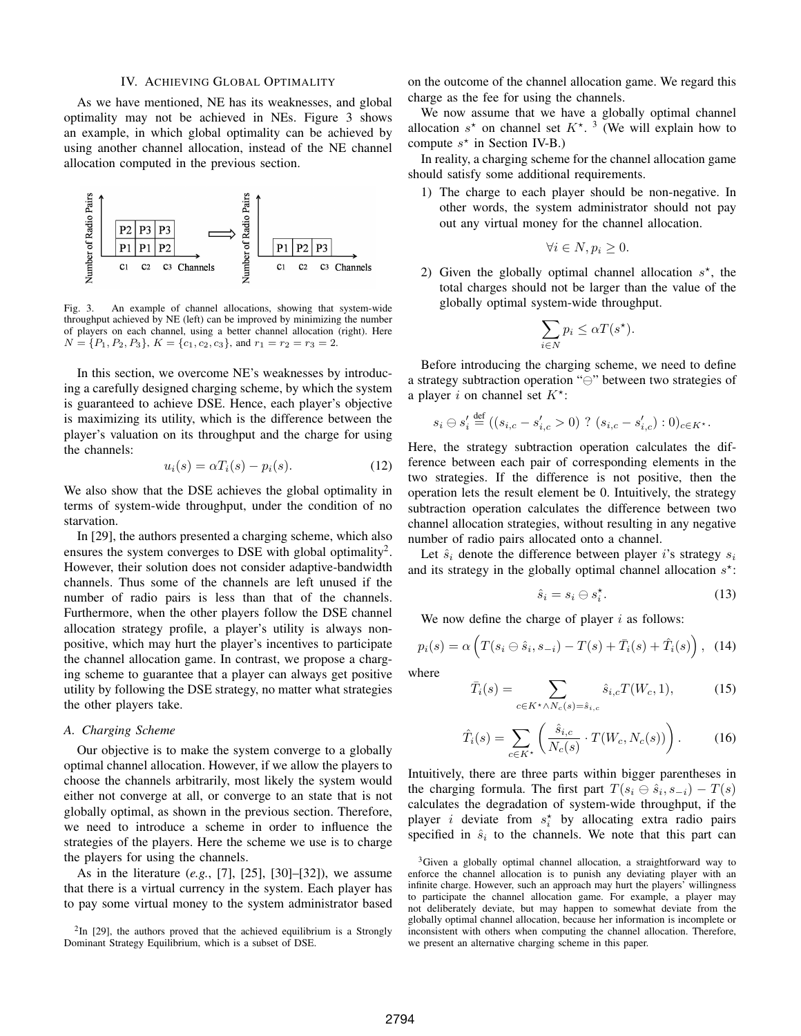## IV. Achieving Global Optimality

As we have mentioned, NE has its weaknesses, and global optimality may not be achieved in NEs. Figure 3 shows an example, in which global optimality can be achieved by using another channel allocation, instead of the NE channel allocation computed in the previous section.

Fig. 3. An example of channel allocations, showing that system-wide throughput achieved by NE (left) can be improved by minimizing the number of players on each channel, using a better channel allocation (right). Here $N = \{P_1, P_2, P_3\}$, $K = \{c_1, c_2, c_3\}$, and $r_1 = r_2 = r_3 = 2$.

In this section, we overcome NE's weaknesses by introducing a carefully designed charging scheme, by which the system is guaranteed to achieve DSE. Hence, each player's objective is maximizing its utility, which is the difference between the player's valuation on its throughput and the charge for using the channels:

$$u_i(s) = \alpha T_i(s) - p_i(s). \tag{12}$$

We also show that the DSE achieves the global optimality in terms of system-wide throughput, under the condition of no starvation.

In [29], the authors presented a charging scheme, which also ensures the system converges to DSE with global optimality[2]. However, their solution does not consider adaptive-bandwidth channels. Thus some of the channels are left unused if the number of radio pairs is less than that of the channels. Furthermore, when the other players follow the DSE channel allocation strategy profile, a player's utility is always non-positive, which may hurt the player's incentives to participate the channel allocation game. In contrast, we propose a charging scheme to guarantee that a player can always get positive utility by following the DSE strategy, no matter what strategies the other players take.

### A. Charging Scheme

Our objective is to make the system converge to a globally optimal channel allocation. However, if we allow the players to choose the channels arbitrarily, most likely the system would either not converge at all, or converge to an state that is not globally optimal, as shown in the previous section. Therefore, we need to introduce a scheme in order to influence the strategies of the players. Here the scheme we use is to charge the players for using the channels.

As in the literature (*e.g.*, [7], [25], [30]–[32]), we assume that there is a virtual currency in the system. Each player has to pay some virtual money to the system administrator based on the outcome of the channel allocation game. We regard this charge as the fee for using the channels.

We now assume that we have a globally optimal channel allocation $s^\star$ on channel set $K^\star$. [3] (We will explain how to compute $s^\star$ in Section IV-B.)

In reality, a charging scheme for the channel allocation game should satisfy some additional requirements.

1) The charge to each player should be non-negative. In other words, the system administrator should not pay out any virtual money for the channel allocation.
$$\forall i \in N, p_i \geq 0.$$
2) Given the globally optimal channel allocation $s^\star$, the total charges should not be larger than the value of the globally optimal system-wide throughput.
$$\sum_{i \in N} p_i \leq \alpha T(s^\star).$$

Before introducing the charging scheme, we need to define a strategy subtraction operation "$\ominus$" between two strategies of a player $i$ on channel set $K^\star$:

$$s_i \ominus s'_i \overset{\text{def}}{=} ((s_{i,c} - s'_{i,c} > 0) \ ? \ (s_{i,c} - s'_{i,c}) : 0)_{c \in K^\star}.$$

Here, the strategy subtraction operation calculates the difference between each pair of corresponding elements in the two strategies. If the difference is not positive, then the operation lets the result element be 0. Intuitively, the strategy subtraction operation calculates the difference between two channel allocation strategies, without resulting in any negative number of radio pairs allocated onto a channel.

Let $\hat{s}_i$ denote the difference between player $i$'s strategy $s_i$ and its strategy in the globally optimal channel allocation $s^\star$:

$$\hat{s}_i = s_i \ominus s_i^\star. \tag{13}$$

We now define the charge of player $i$ as follows:

$$p_i(s) = \alpha \left( T(s_i \ominus \hat{s}_i, s_{-i}) - T(s) + \bar{T}_i(s) + \hat{T}_i(s) \right), \tag{14}$$

where

$$\bar{T}_i(s) = \sum_{c \in K^\star \wedge N_c(s) = \hat{s}_{i,c}} \hat{s}_{i,c} T(W_c, 1), \tag{15}$$

$$\hat{T}_i(s) = \sum_{c \in K^\star} \left( \frac{\hat{s}_{i,c}}{N_c(s)} \cdot T(W_c, N_c(s)) \right). \tag{16}$$

Intuitively, there are three parts within bigger parentheses in the charging formula. The first part $T(s_i \ominus \hat{s}_i, s_{-i}) - T(s)$ calculates the degradation of system-wide throughput, if the player $i$ deviate from $s_i^\star$ by allocating extra radio pairs specified in $\hat{s}_i$ to the channels. We note that this part can

[2] In [29], the authors proved that the achieved equilibrium is a Strongly Dominant Strategy Equilibrium, which is a subset of DSE.

[3] Given a globally optimal channel allocation, a straightforward way to enforce the channel allocation is to punish any deviating player with an infinite charge. However, such an approach may hurt the players' willingness to participate the channel allocation game. For example, a player may not deliberately deviate, but may happen to somewhat deviate from the globally optimal channel allocation, because her information is incomplete or inconsistent with others when computing the channel allocation. Therefore, we present an alternative charging scheme in this paper.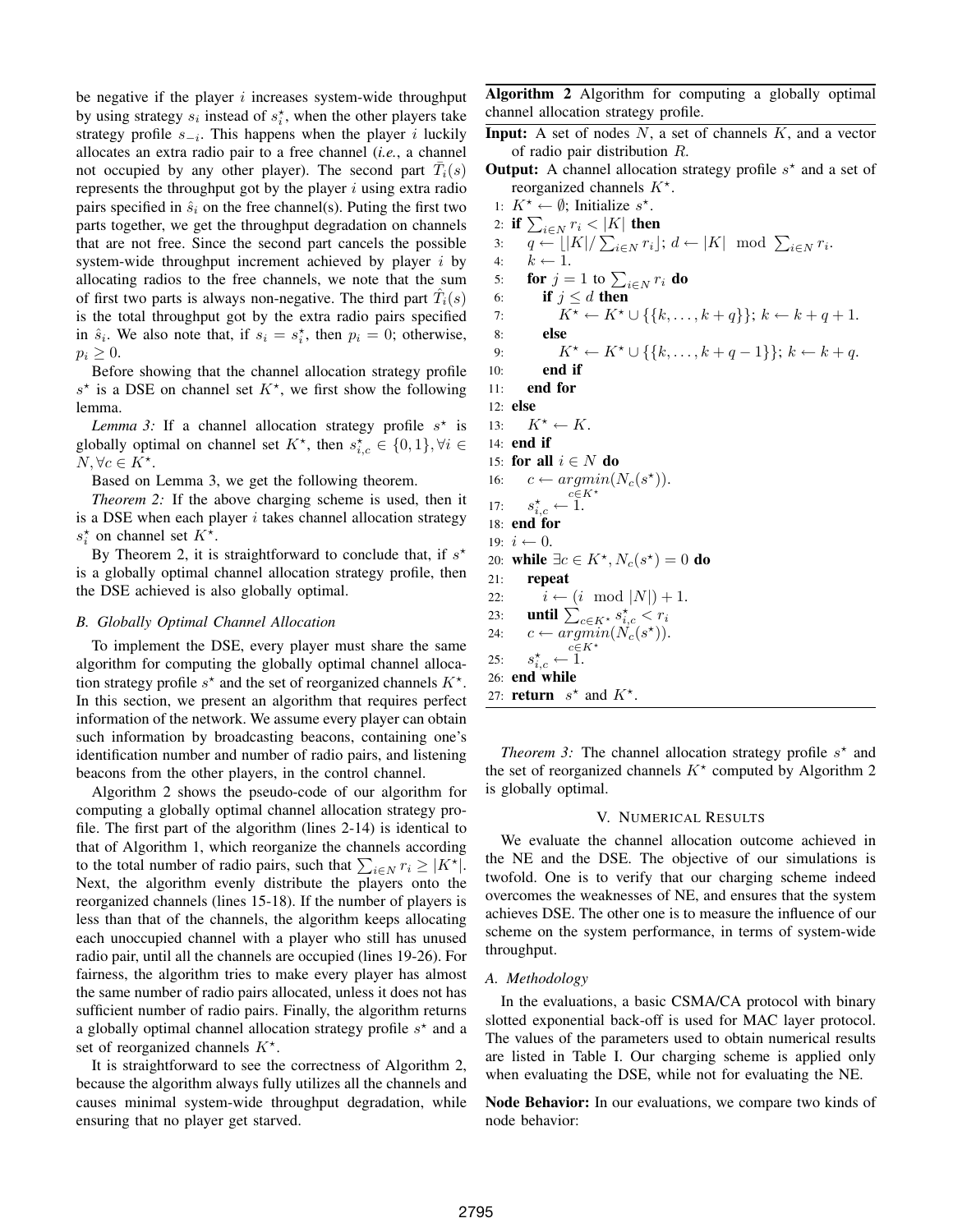be negative if the player $i$ increases system-wide throughput by using strategy $s_i$ instead of $s_i^\star$, when the other players take strategy profile $s_{-i}$. This happens when the player $i$ luckily allocates an extra radio pair to a free channel (*i.e.*, a channel not occupied by any other player). The second part $\bar{T}_i(s)$ represents the throughput got by the player $i$ using extra radio pairs specified in $\hat{s}_i$ on the free channel(s). Puting the first two parts together, we get the throughput degradation on channels that are not free. Since the second part cancels the possible system-wide throughput increment achieved by player $i$ by allocating radios to the free channels, we note that the sum of first two parts is always non-negative. The third part $\hat{T}_i(s)$ is the total throughput got by the extra radio pairs specified in $\hat{s}_i$. We also note that, if $s_i = s_i^\star$, then $p_i = 0$; otherwise, $p_i \geq 0$.

Before showing that the channel allocation strategy profile $s^\star$ is a DSE on channel set $K^\star$, we first show the following lemma.

*Lemma 3:* If a channel allocation strategy profile $s^\star$ is globally optimal on channel set $K^\star$, then $s_{i,c}^\star \in \{0, 1\}, \forall i \in N, \forall c \in K^\star$.

Based on Lemma 3, we get the following theorem.

*Theorem 2:* If the above charging scheme is used, then it is a DSE when each player $i$ takes channel allocation strategy $s_i^\star$ on channel set $K^\star$.

By Theorem 2, it is straightforward to conclude that, if $s^\star$ is a globally optimal channel allocation strategy profile, then the DSE achieved is also globally optimal.

### *B. Globally Optimal Channel Allocation*

To implement the DSE, every player must share the same algorithm for computing the globally optimal channel allocation strategy profile $s^\star$ and the set of reorganized channels $K^\star$. In this section, we present an algorithm that requires perfect information of the network. We assume every player can obtain such information by broadcasting beacons, containing one's identification number and number of radio pairs, and listening beacons from the other players, in the control channel.

Algorithm 2 shows the pseudo-code of our algorithm for computing a globally optimal channel allocation strategy profile. The first part of the algorithm (lines 2-14) is identical to that of Algorithm 1, which reorganize the channels according to the total number of radio pairs, such that $\sum_{i \in N} r_i \geq |K^\star|$. Next, the algorithm evenly distribute the players onto the reorganized channels (lines 15-18). If the number of players is less than that of the channels, the algorithm keeps allocating each unoccupied channel with a player who still has unused radio pair, until all the channels are occupied (lines 19-26). For fairness, the algorithm tries to make every player has almost the same number of radio pairs allocated, unless it does not has sufficient number of radio pairs. Finally, the algorithm returns a globally optimal channel allocation strategy profile $s^\star$ and a set of reorganized channels $K^\star$.

It is straightforward to see the correctness of Algorithm 2, because the algorithm always fully utilizes all the channels and causes minimal system-wide throughput degradation, while ensuring that no player get starved.

**Algorithm 2** Algorithm for computing a globally optimal channel allocation strategy profile.

**Input:** A set of nodes $N$, a set of channels $K$, and a vector of radio pair distribution $R$.

**Output:** A channel allocation strategy profile $s^\star$ and a set of reorganized channels $K^\star$.

```
1:  K⋆ ← ∅; Initialize s⋆.
2:  if Σ_{i∈N} r_i < |K| then
3:      q ← ⌊|K| / Σ_{i∈N} r_i⌋; d ← |K| mod Σ_{i∈N} r_i.
4:      k ← 1.
5:      for j = 1 to Σ_{i∈N} r_i do
6:          if j ≤ d then
7:              K⋆ ← K⋆ ∪ {{k, ..., k+q}}; k ← k+q+1.
8:          else
9:              K⋆ ← K⋆ ∪ {{k, ..., k+q−1}}; k ← k+q.
10:         end if
11:     end for
12: else
13:     K⋆ ← K.
14: end if
15: for all i ∈ N do
16:     c ← argmin_{c∈K⋆}(N_c(s⋆)).
17:     s⋆_{i,c} ← 1.
18: end for
19: i ← 0.
20: while ∃c ∈ K⋆, N_c(s⋆) = 0 do
21:     repeat
22:         i ← (i mod |N|) + 1.
23:     until Σ_{c∈K⋆} s⋆_{i,c} < r_i
24:     c ← argmin_{c∈K⋆}(N_c(s⋆)).
25:     s⋆_{i,c} ← 1.
26: end while
27: return s⋆ and K⋆.
```

*Theorem 3:* The channel allocation strategy profile $s^\star$ and the set of reorganized channels $K^\star$ computed by Algorithm 2 is globally optimal.

## V. Numerical Results

We evaluate the channel allocation outcome achieved in the NE and the DSE. The objective of our simulations is twofold. One is to verify that our charging scheme indeed overcomes the weaknesses of NE, and ensures that the system achieves DSE. The other one is to measure the influence of our scheme on the system performance, in terms of system-wide throughput.

### *A. Methodology*

In the evaluations, a basic CSMA/CA protocol with binary slotted exponential back-off is used for MAC layer protocol. The values of the parameters used to obtain numerical results are listed in Table I. Our charging scheme is applied only when evaluating the DSE, while not for evaluating the NE.

**Node Behavior:** In our evaluations, we compare two kinds of node behavior: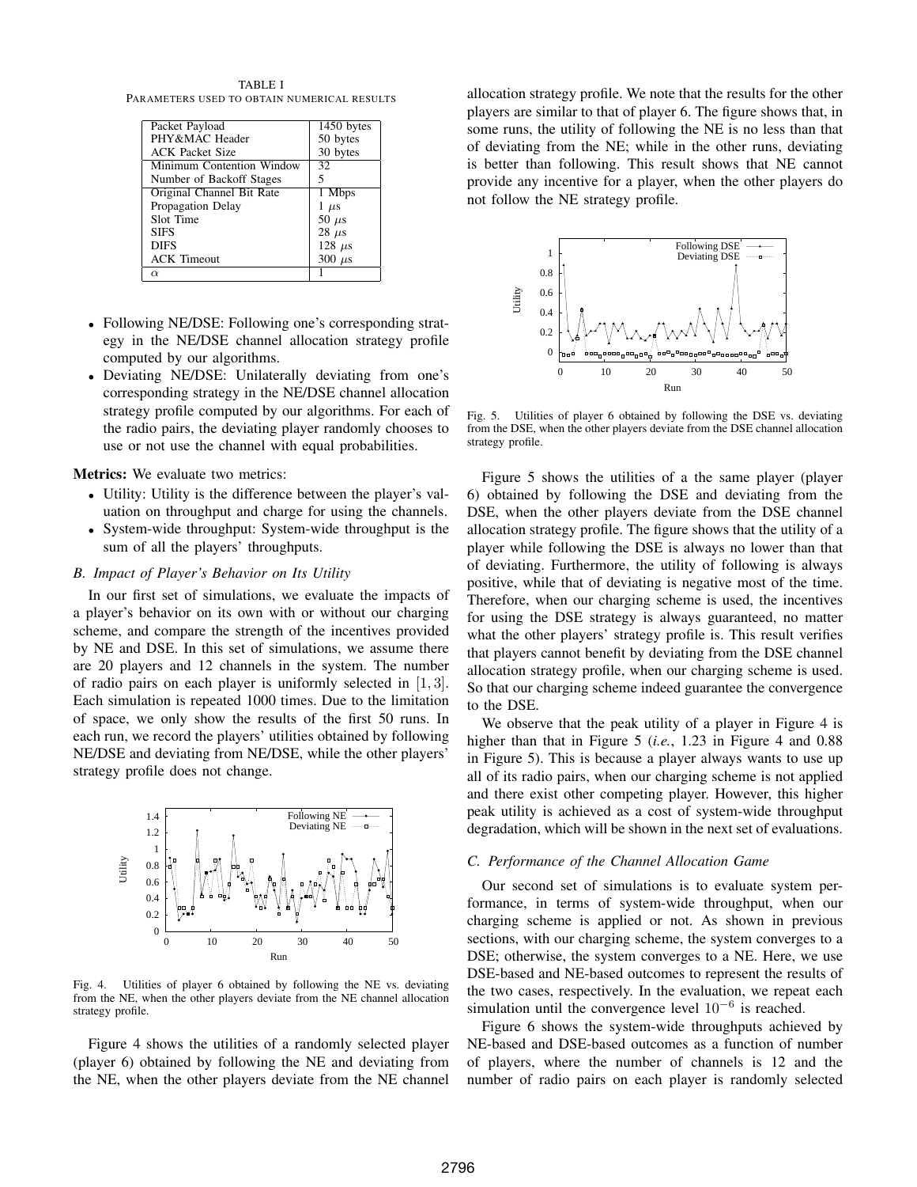TABLE I
PARAMETERS USED TO OBTAIN NUMERICAL RESULTS

| | |
|---|---|
| Packet Payload | 1450 bytes |
| PHY&MAC Header | 50 bytes |
| ACK Packet Size | 30 bytes |
| Minimum Contention Window | 32 |
| Number of Backoff Stages | 5 |
| Original Channel Bit Rate | 1 Mbps |
| Propagation Delay | 1 $\mu$s |
| Slot Time | 50 $\mu$s |
| SIFS | 28 $\mu$s |
| DIFS | 128 $\mu$s |
| ACK Timeout | 300 $\mu$s |
| $\alpha$ | 1 |

- Following NE/DSE: Following one's corresponding strategy in the NE/DSE channel allocation strategy profile computed by our algorithms.
- Deviating NE/DSE: Unilaterally deviating from one's corresponding strategy in the NE/DSE channel allocation strategy profile computed by our algorithms. For each of the radio pairs, the deviating player randomly chooses to use or not use the channel with equal probabilities.

**Metrics:** We evaluate two metrics:

- Utility: Utility is the difference between the player's valuation on throughput and charge for using the channels.
- System-wide throughput: System-wide throughput is the sum of all the players' throughputs.

### *B. Impact of Player's Behavior on Its Utility*

In our first set of simulations, we evaluate the impacts of a player's behavior on its own with or without our charging scheme, and compare the strength of the incentives provided by NE and DSE. In this set of simulations, we assume there are 20 players and 12 channels in the system. The number of radio pairs on each player is uniformly selected in $[1, 3]$. Each simulation is repeated 1000 times. Due to the limitation of space, we only show the results of the first 50 runs. In each run, we record the players' utilities obtained by following NE/DSE and deviating from NE/DSE, while the other players' strategy profile does not change.

Utility
1.4
1.2
1
0.8
0.6
0.4
0.2
0
0
10
20
30
40
50
Run
Following NE
Deviating NE

Fig. 4. Utilities of player 6 obtained by following the NE vs. deviating from the NE, when the other players deviate from the NE channel allocation strategy profile.

Figure 4 shows the utilities of a randomly selected player (player 6) obtained by following the NE and deviating from the NE, when the other players deviate from the NE channel allocation strategy profile. We note that the results for the other players are similar to that of player 6. The figure shows that, in some runs, the utility of following the NE is no less than that of deviating from the NE; while in the other runs, deviating is better than following. This result shows that NE cannot provide any incentive for a player, when the other players do not follow the NE strategy profile.

Utility
1
0.8
0.6
0.4
0.2
0
0
10
20
30
40
50
Run
Following DSE
Deviating DSE

Fig. 5. Utilities of player 6 obtained by following the DSE vs. deviating from the DSE, when the other players deviate from the DSE channel allocation strategy profile.

Figure 5 shows the utilities of a the same player (player 6) obtained by following the DSE and deviating from the DSE, when the other players deviate from the DSE channel allocation strategy profile. The figure shows that the utility of a player while following the DSE is always no lower than that of deviating. Furthermore, the utility of following is always positive, while that of deviating is negative most of the time. Therefore, when our charging scheme is used, the incentives for using the DSE strategy is always guaranteed, no matter what the other players' strategy profile is. This result verifies that players cannot benefit by deviating from the DSE channel allocation strategy profile, when our charging scheme is used. So that our charging scheme indeed guarantee the convergence to the DSE.

We observe that the peak utility of a player in Figure 4 is higher than that in Figure 5 (*i.e.*, 1.23 in Figure 4 and 0.88 in Figure 5). This is because a player always wants to use up all of its radio pairs, when our charging scheme is not applied and there exist other competing player. However, this higher peak utility is achieved as a cost of system-wide throughput degradation, which will be shown in the next set of evaluations.

### *C. Performance of the Channel Allocation Game*

Our second set of simulations is to evaluate system performance, in terms of system-wide throughput, when our charging scheme is applied or not. As shown in previous sections, with our charging scheme, the system converges to a DSE; otherwise, the system converges to a NE. Here, we use DSE-based and NE-based outcomes to represent the results of the two cases, respectively. In the evaluation, we repeat each simulation until the convergence level $10^{-6}$ is reached.

Figure 6 shows the system-wide throughputs achieved by NE-based and DSE-based outcomes as a function of number of players, where the number of channels is 12 and the number of radio pairs on each player is randomly selected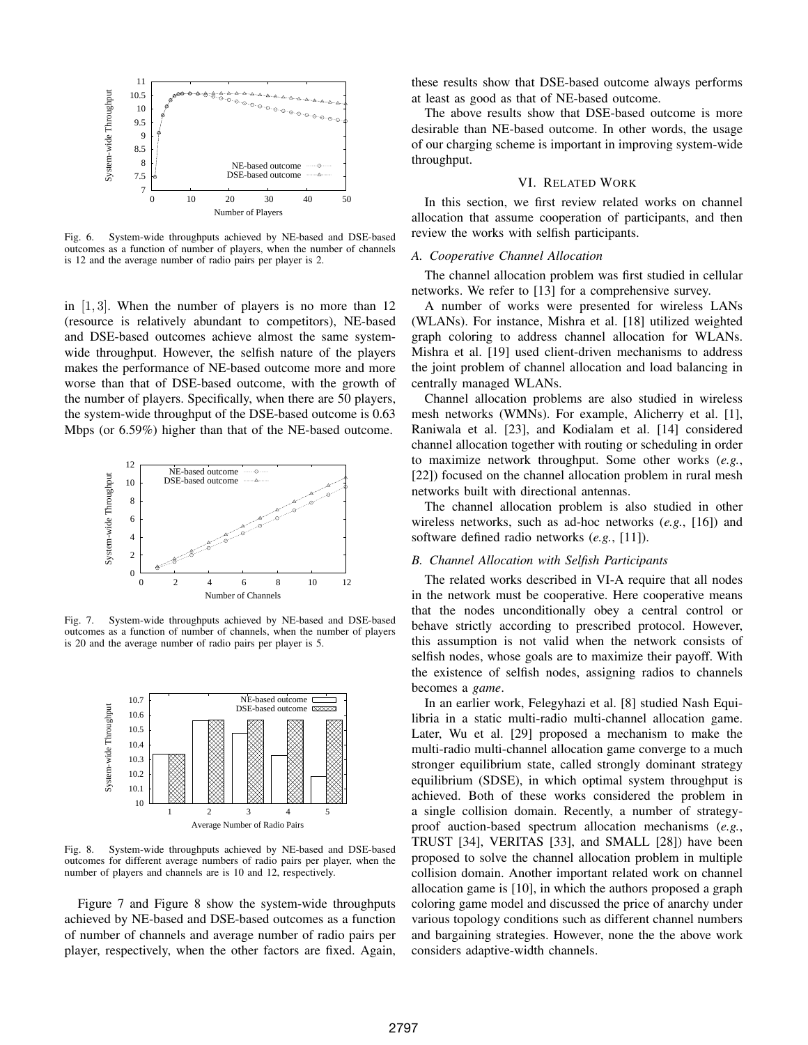Fig. 6. System-wide throughputs achieved by NE-based and DSE-based outcomes as a function of number of players, when the number of channels is 12 and the average number of radio pairs per player is 2.

in $[1, 3]$. When the number of players is no more than 12 (resource is relatively abundant to competitors), NE-based and DSE-based outcomes achieve almost the same system-wide throughput. However, the selfish nature of the players makes the performance of NE-based outcome more and more worse than that of DSE-based outcome, with the growth of the number of players. Specifically, when there are 50 players, the system-wide throughput of the DSE-based outcome is 0.63 Mbps (or 6.59%) higher than that of the NE-based outcome.

Fig. 7. System-wide throughputs achieved by NE-based and DSE-based outcomes as a function of number of channels, when the number of players is 20 and the average number of radio pairs per player is 5.

Fig. 8. System-wide throughputs achieved by NE-based and DSE-based outcomes for different average numbers of radio pairs per player, when the number of players and channels are is 10 and 12, respectively.

Figure 7 and Figure 8 show the system-wide throughputs achieved by NE-based and DSE-based outcomes as a function of number of channels and average number of radio pairs per player, respectively, when the other factors are fixed. Again, these results show that DSE-based outcome always performs at least as good as that of NE-based outcome.

The above results show that DSE-based outcome is more desirable than NE-based outcome. In other words, the usage of our charging scheme is important in improving system-wide throughput.

## VI. Related Work

In this section, we first review related works on channel allocation that assume cooperation of participants, and then review the works with selfish participants.

### A. Cooperative Channel Allocation

The channel allocation problem was first studied in cellular networks. We refer to [13] for a comprehensive survey.

A number of works were presented for wireless LANs (WLANs). For instance, Mishra et al. [18] utilized weighted graph coloring to address channel allocation for WLANs. Mishra et al. [19] used client-driven mechanisms to address the joint problem of channel allocation and load balancing in centrally managed WLANs.

Channel allocation problems are also studied in wireless mesh networks (WMNs). For example, Alicherry et al. [1], Raniwala et al. [23], and Kodialam et al. [14] considered channel allocation together with routing or scheduling in order to maximize network throughput. Some other works (*e.g.*, [22]) focused on the channel allocation problem in rural mesh networks built with directional antennas.

The channel allocation problem is also studied in other wireless networks, such as ad-hoc networks (*e.g.*, [16]) and software defined radio networks (*e.g.*, [11]).

### B. Channel Allocation with Selfish Participants

The related works described in VI-A require that all nodes in the network must be cooperative. Here cooperative means that the nodes unconditionally obey a central control or behave strictly according to prescribed protocol. However, this assumption is not valid when the network consists of selfish nodes, whose goals are to maximize their payoff. With the existence of selfish nodes, assigning radios to channels becomes a *game*.

In an earlier work, Felegyhazi et al. [8] studied Nash Equilibria in a static multi-radio multi-channel allocation game. Later, Wu et al. [29] proposed a mechanism to make the multi-radio multi-channel allocation game converge to a much stronger equilibrium state, called strongly dominant strategy equilibrium (SDSE), in which optimal system throughput is achieved. Both of these works considered the problem in a single collision domain. Recently, a number of strategy-proof auction-based spectrum allocation mechanisms (*e.g.*, TRUST [34], VERITAS [33], and SMALL [28]) have been proposed to solve the channel allocation problem in multiple collision domain. Another important related work on channel allocation game is [10], in which the authors proposed a graph coloring game model and discussed the price of anarchy under various topology conditions such as different channel numbers and bargaining strategies. However, none the the above work considers adaptive-width channels.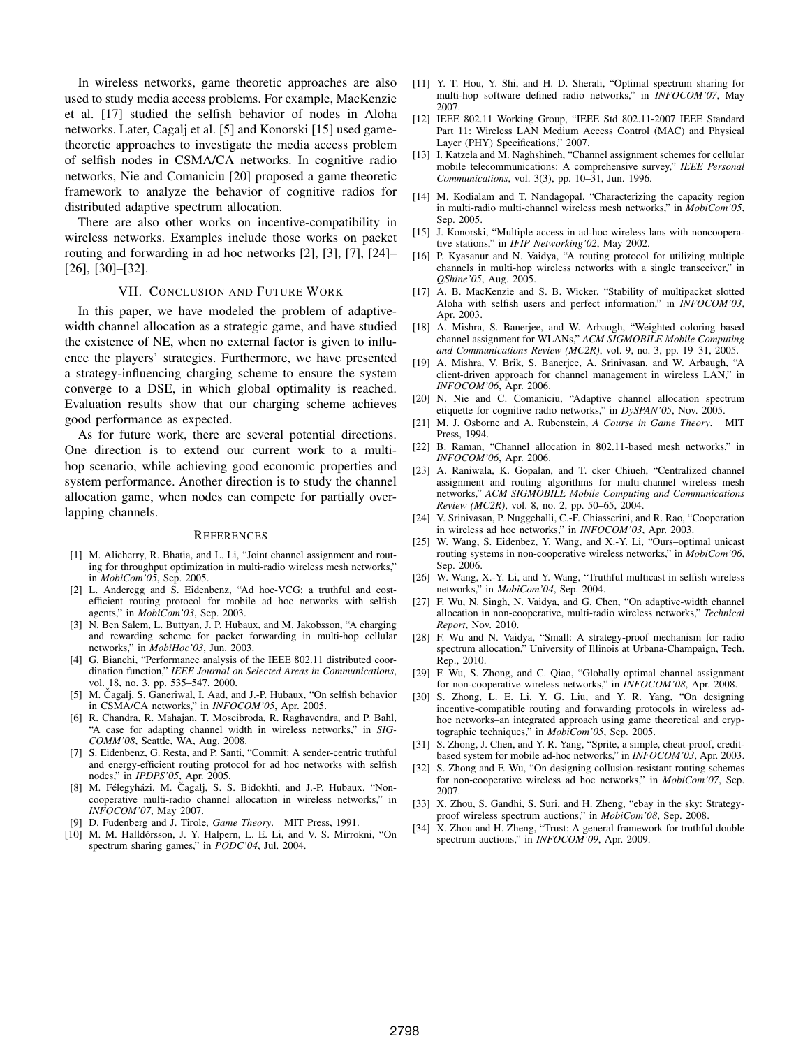In wireless networks, game theoretic approaches are also used to study media access problems. For example, MacKenzie et al. [17] studied the selfish behavior of nodes in Aloha networks. Later, Cagalj et al. [5] and Konorski [15] used game-theoretic approaches to investigate the media access problem of selfish nodes in CSMA/CA networks. In cognitive radio networks, Nie and Comaniciu [20] proposed a game theoretic framework to analyze the behavior of cognitive radios for distributed adaptive spectrum allocation.

There are also other works on incentive-compatibility in wireless networks. Examples include those works on packet routing and forwarding in ad hoc networks [2], [3], [7], [24]–[26], [30]–[32].

## VII. Conclusion and Future Work

In this paper, we have modeled the problem of adaptive-width channel allocation as a strategic game, and have studied the existence of NE, when no external factor is given to influence the players' strategies. Furthermore, we have presented a strategy-influencing charging scheme to ensure the system converge to a DSE, in which global optimality is reached. Evaluation results show that our charging scheme achieves good performance as expected.

As for future work, there are several potential directions. One direction is to extend our current work to a multi-hop scenario, while achieving good economic properties and system performance. Another direction is to study the channel allocation game, when nodes can compete for partially overlapping channels.

## References

[1] M. Alicherry, R. Bhatia, and L. Li, "Joint channel assignment and routing for throughput optimization in multi-radio wireless mesh networks," in *MobiCom'05*, Sep. 2005.

[2] L. Anderegg and S. Eidenbenz, "Ad hoc-VCG: a truthful and cost-efficient routing protocol for mobile ad hoc networks with selfish agents," in *MobiCom'03*, Sep. 2003.

[3] N. Ben Salem, L. Buttyan, J. P. Hubaux, and M. Jakobsson, "A charging and rewarding scheme for packet forwarding in multi-hop cellular networks," in *MobiHoc'03*, Jun. 2003.

[4] G. Bianchi, "Performance analysis of the IEEE 802.11 distributed coordination function," *IEEE Journal on Selected Areas in Communications*, vol. 18, no. 3, pp. 535–547, 2000.

[5] M. Čagalj, S. Ganeriwal, I. Aad, and J.-P. Hubaux, "On selfish behavior in CSMA/CA networks," in *INFOCOM'05*, Apr. 2005.

[6] R. Chandra, R. Mahajan, T. Moscibroda, R. Raghavendra, and P. Bahl, "A case for adapting channel width in wireless networks," in *SIGCOMM'08*, Seattle, WA, Aug. 2008.

[7] S. Eidenbenz, G. Resta, and P. Santi, "Commit: A sender-centric truthful and energy-efficient routing protocol for ad hoc networks with selfish nodes," in *IPDPS'05*, Apr. 2005.

[8] M. Félegyházi, M. Čagalj, S. S. Bidokhti, and J.-P. Hubaux, "Non-cooperative multi-radio channel allocation in wireless networks," in *INFOCOM'07*, May 2007.

[9] D. Fudenberg and J. Tirole, *Game Theory*. MIT Press, 1991.

[10] M. M. Halldórsson, J. Y. Halpern, L. E. Li, and V. S. Mirrokni, "On spectrum sharing games," in *PODC'04*, Jul. 2004.

[11] Y. T. Hou, Y. Shi, and H. D. Sherali, "Optimal spectrum sharing for multi-hop software defined radio networks," in *INFOCOM'07*, May 2007.

[12] IEEE 802.11 Working Group, "IEEE Std 802.11-2007 IEEE Standard Part 11: Wireless LAN Medium Access Control (MAC) and Physical Layer (PHY) Specifications," 2007.

[13] I. Katzela and M. Naghshineh, "Channel assignment schemes for cellular mobile telecommunications: A comprehensive survey," *IEEE Personal Communications*, vol. 3(3), pp. 10–31, Jun. 1996.

[14] M. Kodialam and T. Nandagopal, "Characterizing the capacity region in multi-radio multi-channel wireless mesh networks," in *MobiCom'05*, Sep. 2005.

[15] J. Konorski, "Multiple access in ad-hoc wireless lans with noncooperative stations," in *IFIP Networking'02*, May 2002.

[16] P. Kyasanur and N. Vaidya, "A routing protocol for utilizing multiple channels in multi-hop wireless networks with a single transceiver," in *QShine'05*, Aug. 2005.

[17] A. B. MacKenzie and S. B. Wicker, "Stability of multipacket slotted Aloha with selfish users and perfect information," in *INFOCOM'03*, Apr. 2003.

[18] A. Mishra, S. Banerjee, and W. Arbaugh, "Weighted coloring based channel assignment for WLANs," *ACM SIGMOBILE Mobile Computing and Communications Review (MC2R)*, vol. 9, no. 3, pp. 19–31, 2005.

[19] A. Mishra, V. Brik, S. Banerjee, A. Srinivasan, and W. Arbaugh, "A client-driven approach for channel management in wireless LAN," in *INFOCOM'06*, Apr. 2006.

[20] N. Nie and C. Comaniciu, "Adaptive channel allocation spectrum etiquette for cognitive radio networks," in *DySPAN'05*, Nov. 2005.

[21] M. J. Osborne and A. Rubenstein, *A Course in Game Theory*. MIT Press, 1994.

[22] B. Raman, "Channel allocation in 802.11-based mesh networks," in *INFOCOM'06*, Apr. 2006.

[23] A. Raniwala, K. Gopalan, and T. cker Chiueh, "Centralized channel assignment and routing algorithms for multi-channel wireless mesh networks," *ACM SIGMOBILE Mobile Computing and Communications Review (MC2R)*, vol. 8, no. 2, pp. 50–65, 2004.

[24] V. Srinivasan, P. Nuggehalli, C.-F. Chiasserini, and R. Rao, "Cooperation in wireless ad hoc networks," in *INFOCOM'03*, Apr. 2003.

[25] W. Wang, S. Eidenbez, Y. Wang, and X.-Y. Li, "Ours–optimal unicast routing systems in non-cooperative wireless networks," in *MobiCom'06*, Sep. 2006.

[26] W. Wang, X.-Y. Li, and Y. Wang, "Truthful multicast in selfish wireless networks," in *MobiCom'04*, Sep. 2004.

[27] F. Wu, N. Singh, N. Vaidya, and G. Chen, "On adaptive-width channel allocation in non-cooperative, multi-radio wireless networks," *Technical Report*, Nov. 2010.

[28] F. Wu and N. Vaidya, "Small: A strategy-proof mechanism for radio spectrum allocation," University of Illinois at Urbana-Champaign, Tech. Rep., 2010.

[29] F. Wu, S. Zhong, and C. Qiao, "Globally optimal channel assignment for non-cooperative wireless networks," in *INFOCOM'08*, Apr. 2008.

[30] S. Zhong, L. E. Li, Y. G. Liu, and Y. R. Yang, "On designing incentive-compatible routing and forwarding protocols in wireless ad-hoc networks–an integrated approach using game theoretical and cryptographic techniques," in *MobiCom'05*, Sep. 2005.

[31] S. Zhong, J. Chen, and Y. R. Yang, "Sprite, a simple, cheat-proof, credit-based system for mobile ad-hoc networks," in *INFOCOM'03*, Apr. 2003.

[32] S. Zhong and F. Wu, "On designing collusion-resistant routing schemes for non-cooperative wireless ad hoc networks," in *MobiCom'07*, Sep. 2007.

[33] X. Zhou, S. Gandhi, S. Suri, and H. Zheng, "ebay in the sky: Strategy-proof wireless spectrum auctions," in *MobiCom'08*, Sep. 2008.

[34] X. Zhou and H. Zheng, "Trust: A general framework for truthful double spectrum auctions," in *INFOCOM'09*, Apr. 2009.